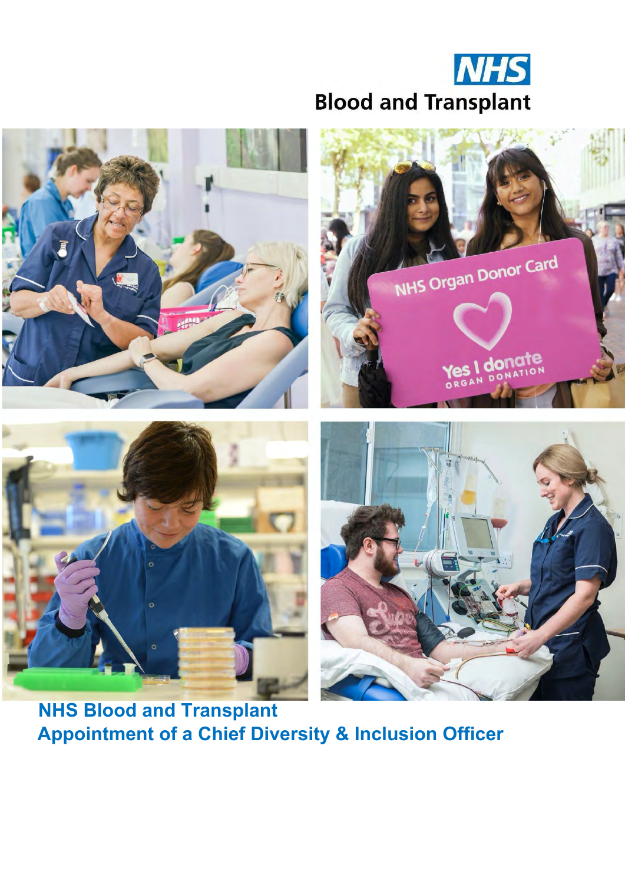NHS Blood and Transplant

# NHS Blood and Transplant

## Appointment of a Chief Diversity & Inclusion Officer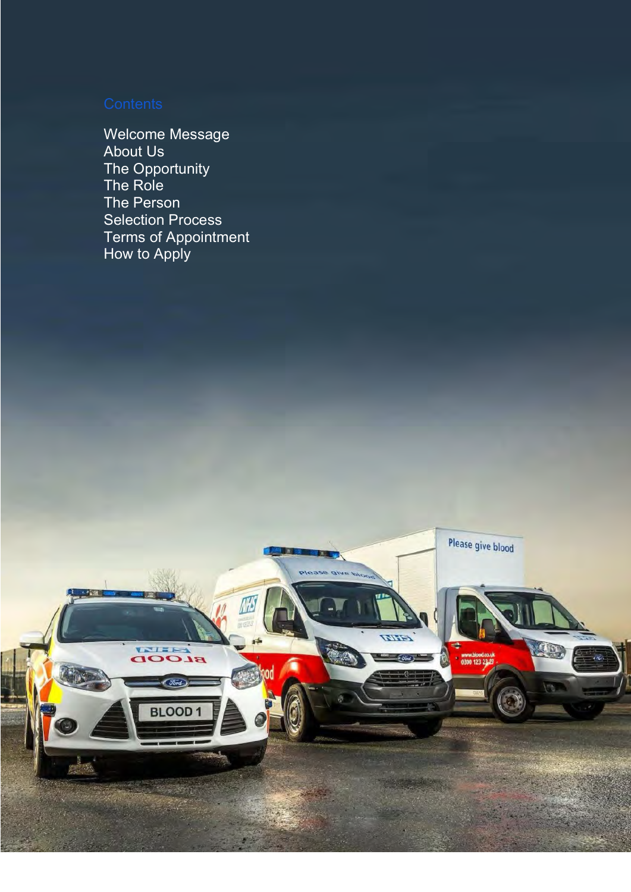## Contents

Welcome Message
About Us
The Opportunity
The Role
The Person
Selection Process
Terms of Appointment
How to Apply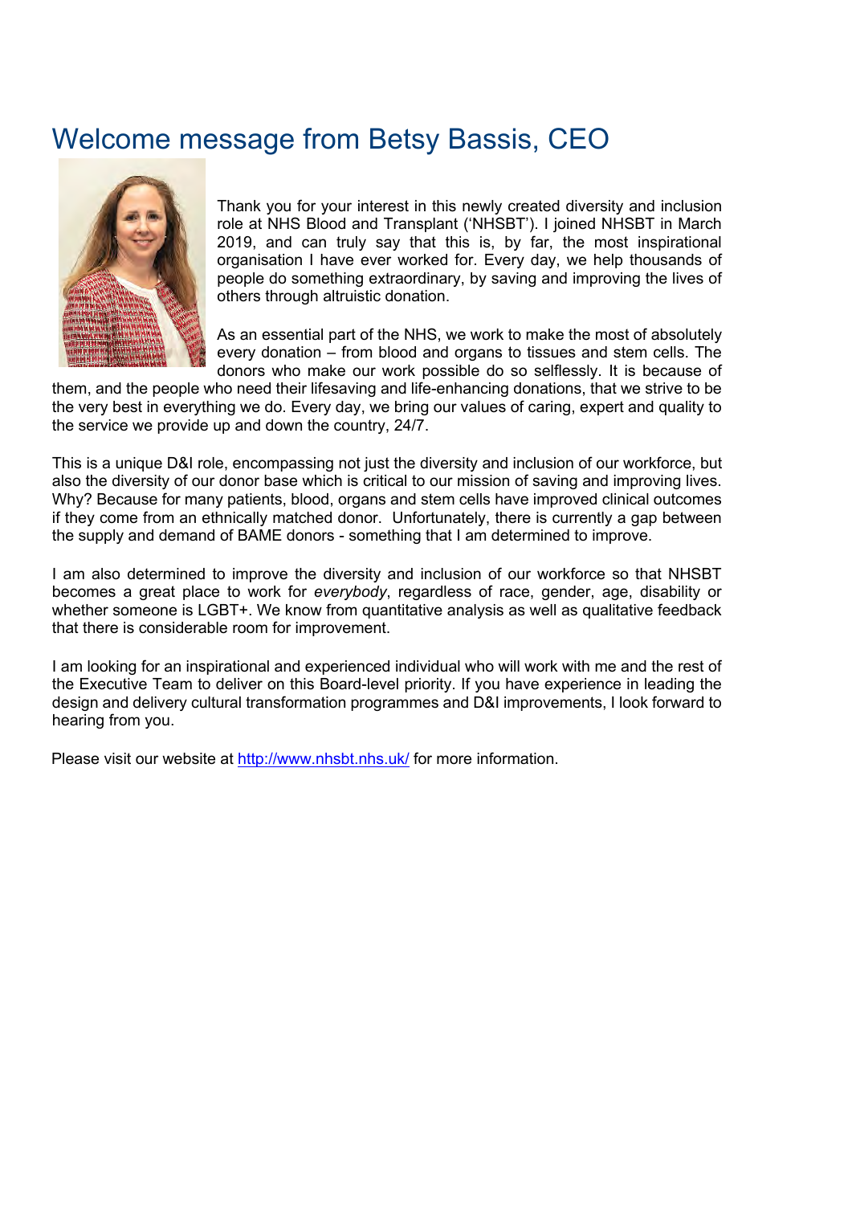# Welcome message from Betsy Bassis, CEO

Thank you for your interest in this newly created diversity and inclusion role at NHS Blood and Transplant ('NHSBT'). I joined NHSBT in March 2019, and can truly say that this is, by far, the most inspirational organisation I have ever worked for. Every day, we help thousands of people do something extraordinary, by saving and improving the lives of others through altruistic donation.

As an essential part of the NHS, we work to make the most of absolutely every donation – from blood and organs to tissues and stem cells. The donors who make our work possible do so selflessly. It is because of them, and the people who need their lifesaving and life-enhancing donations, that we strive to be the very best in everything we do. Every day, we bring our values of caring, expert and quality to the service we provide up and down the country, 24/7.

This is a unique D&I role, encompassing not just the diversity and inclusion of our workforce, but also the diversity of our donor base which is critical to our mission of saving and improving lives. Why? Because for many patients, blood, organs and stem cells have improved clinical outcomes if they come from an ethnically matched donor. Unfortunately, there is currently a gap between the supply and demand of BAME donors - something that I am determined to improve.

I am also determined to improve the diversity and inclusion of our workforce so that NHSBT becomes a great place to work for *everybody*, regardless of race, gender, age, disability or whether someone is LGBT+. We know from quantitative analysis as well as qualitative feedback that there is considerable room for improvement.

I am looking for an inspirational and experienced individual who will work with me and the rest of the Executive Team to deliver on this Board-level priority. If you have experience in leading the design and delivery cultural transformation programmes and D&I improvements, I look forward to hearing from you.

Please visit our website at http://www.nhsbt.nhs.uk/ for more information.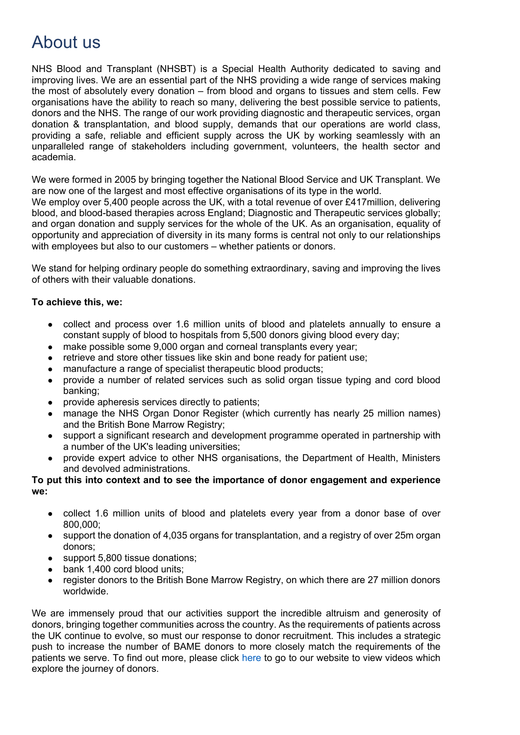# About us

NHS Blood and Transplant (NHSBT) is a Special Health Authority dedicated to saving and improving lives. We are an essential part of the NHS providing a wide range of services making the most of absolutely every donation – from blood and organs to tissues and stem cells. Few organisations have the ability to reach so many, delivering the best possible service to patients, donors and the NHS. The range of our work providing diagnostic and therapeutic services, organ donation & transplantation, and blood supply, demands that our operations are world class, providing a safe, reliable and efficient supply across the UK by working seamlessly with an unparalleled range of stakeholders including government, volunteers, the health sector and academia.

We were formed in 2005 by bringing together the National Blood Service and UK Transplant. We are now one of the largest and most effective organisations of its type in the world.
We employ over 5,400 people across the UK, with a total revenue of over £417million, delivering blood, and blood-based therapies across England; Diagnostic and Therapeutic services globally; and organ donation and supply services for the whole of the UK. As an organisation, equality of opportunity and appreciation of diversity in its many forms is central not only to our relationships with employees but also to our customers – whether patients or donors.

We stand for helping ordinary people do something extraordinary, saving and improving the lives of others with their valuable donations.

**To achieve this, we:**

- collect and process over 1.6 million units of blood and platelets annually to ensure a constant supply of blood to hospitals from 5,500 donors giving blood every day;
- make possible some 9,000 organ and corneal transplants every year;
- retrieve and store other tissues like skin and bone ready for patient use;
- manufacture a range of specialist therapeutic blood products;
- provide a number of related services such as solid organ tissue typing and cord blood banking;
- provide apheresis services directly to patients;
- manage the NHS Organ Donor Register (which currently has nearly 25 million names) and the British Bone Marrow Registry;
- support a significant research and development programme operated in partnership with a number of the UK's leading universities;
- provide expert advice to other NHS organisations, the Department of Health, Ministers and devolved administrations.

**To put this into context and to see the importance of donor engagement and experience we:**

- collect 1.6 million units of blood and platelets every year from a donor base of over 800,000;
- support the donation of 4,035 organs for transplantation, and a registry of over 25m organ donors;
- support 5,800 tissue donations;
- bank 1,400 cord blood units;
- register donors to the British Bone Marrow Registry, on which there are 27 million donors worldwide.

We are immensely proud that our activities support the incredible altruism and generosity of donors, bringing together communities across the country. As the requirements of patients across the UK continue to evolve, so must our response to donor recruitment. This includes a strategic push to increase the number of BAME donors to more closely match the requirements of the patients we serve. To find out more, please click here to go to our website to view videos which explore the journey of donors.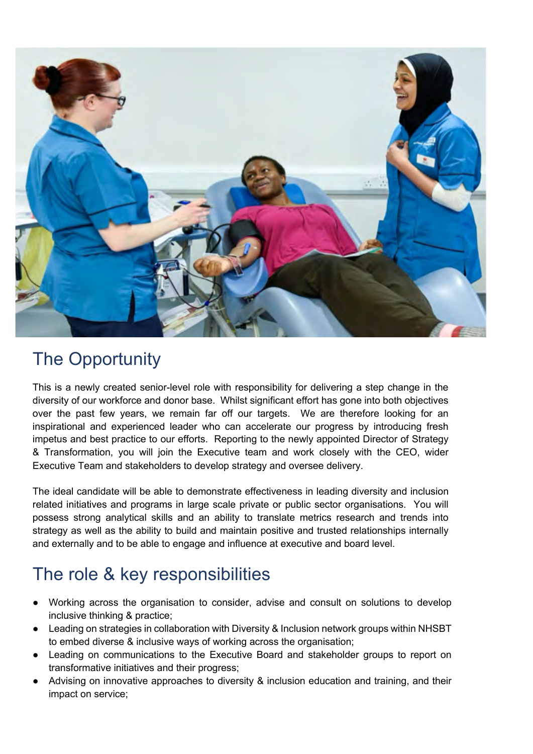## The Opportunity

This is a newly created senior-level role with responsibility for delivering a step change in the diversity of our workforce and donor base. Whilst significant effort has gone into both objectives over the past few years, we remain far off our targets. We are therefore looking for an inspirational and experienced leader who can accelerate our progress by introducing fresh impetus and best practice to our efforts. Reporting to the newly appointed Director of Strategy & Transformation, you will join the Executive team and work closely with the CEO, wider Executive Team and stakeholders to develop strategy and oversee delivery.

The ideal candidate will be able to demonstrate effectiveness in leading diversity and inclusion related initiatives and programs in large scale private or public sector organisations. You will possess strong analytical skills and an ability to translate metrics research and trends into strategy as well as the ability to build and maintain positive and trusted relationships internally and externally and to be able to engage and influence at executive and board level.

## The role & key responsibilities

- Working across the organisation to consider, advise and consult on solutions to develop inclusive thinking & practice;
- Leading on strategies in collaboration with Diversity & Inclusion network groups within NHSBT to embed diverse & inclusive ways of working across the organisation;
- Leading on communications to the Executive Board and stakeholder groups to report on transformative initiatives and their progress;
- Advising on innovative approaches to diversity & inclusion education and training, and their impact on service;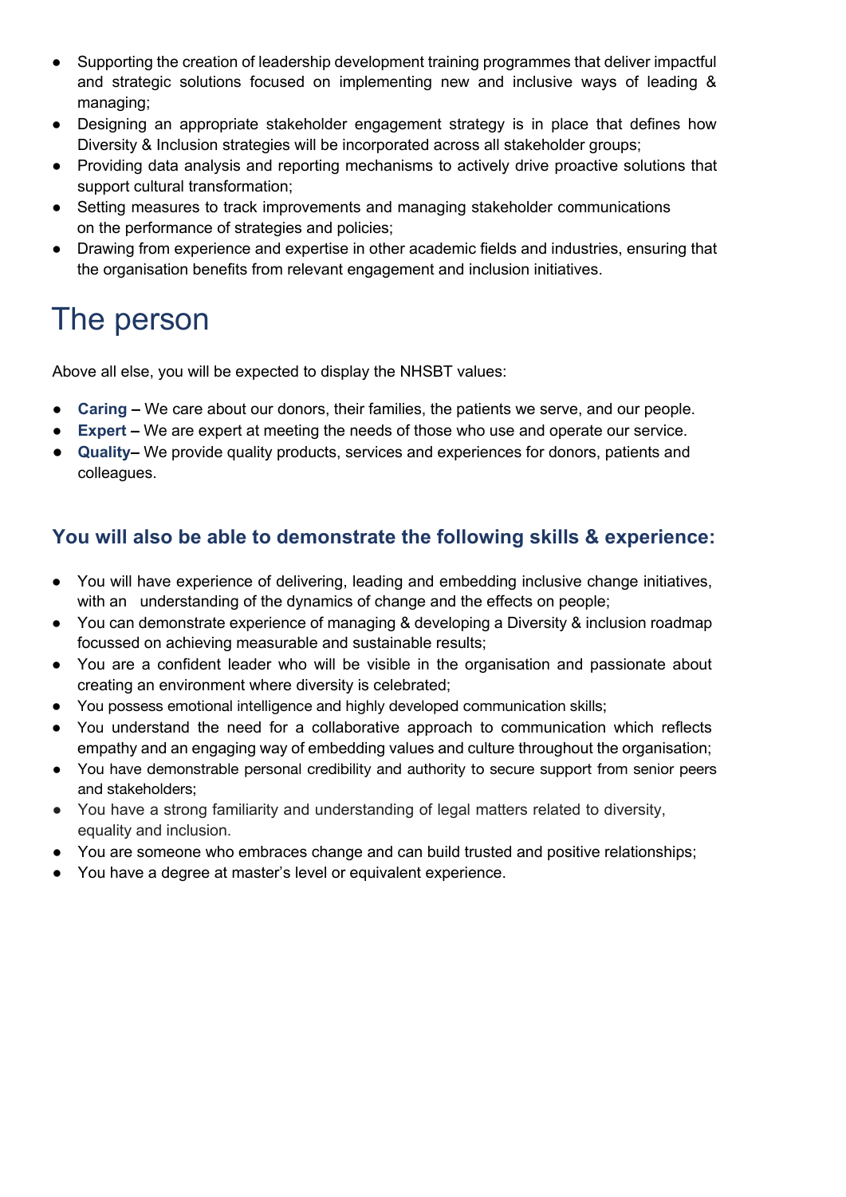- Supporting the creation of leadership development training programmes that deliver impactful and strategic solutions focused on implementing new and inclusive ways of leading & managing;
- Designing an appropriate stakeholder engagement strategy is in place that defines how Diversity & Inclusion strategies will be incorporated across all stakeholder groups;
- Providing data analysis and reporting mechanisms to actively drive proactive solutions that support cultural transformation;
- Setting measures to track improvements and managing stakeholder communications on the performance of strategies and policies;
- Drawing from experience and expertise in other academic fields and industries, ensuring that the organisation benefits from relevant engagement and inclusion initiatives.

# The person

Above all else, you will be expected to display the NHSBT values:

- **Caring –** We care about our donors, their families, the patients we serve, and our people.
- **Expert –** We are expert at meeting the needs of those who use and operate our service.
- **Quality–** We provide quality products, services and experiences for donors, patients and colleagues.

## You will also be able to demonstrate the following skills & experience:

- You will have experience of delivering, leading and embedding inclusive change initiatives, with an understanding of the dynamics of change and the effects on people;
- You can demonstrate experience of managing & developing a Diversity & inclusion roadmap focussed on achieving measurable and sustainable results;
- You are a confident leader who will be visible in the organisation and passionate about creating an environment where diversity is celebrated;
- You possess emotional intelligence and highly developed communication skills;
- You understand the need for a collaborative approach to communication which reflects empathy and an engaging way of embedding values and culture throughout the organisation;
- You have demonstrable personal credibility and authority to secure support from senior peers and stakeholders;
- You have a strong familiarity and understanding of legal matters related to diversity, equality and inclusion.
- You are someone who embraces change and can build trusted and positive relationships;
- You have a degree at master's level or equivalent experience.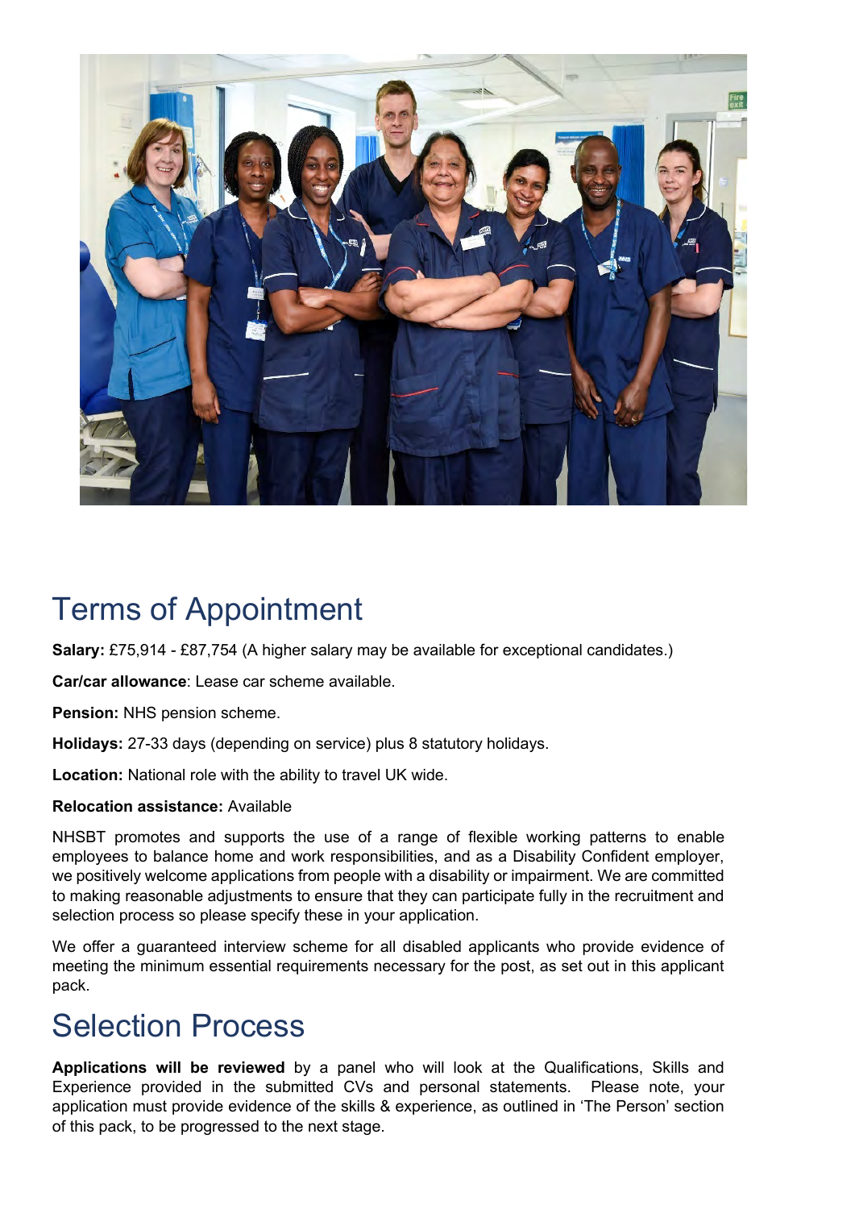# Terms of Appointment

**Salary:** £75,914 - £87,754 (A higher salary may be available for exceptional candidates.)

**Car/car allowance**: Lease car scheme available.

**Pension:** NHS pension scheme.

**Holidays:** 27-33 days (depending on service) plus 8 statutory holidays.

**Location:** National role with the ability to travel UK wide.

**Relocation assistance:** Available

NHSBT promotes and supports the use of a range of flexible working patterns to enable employees to balance home and work responsibilities, and as a Disability Confident employer, we positively welcome applications from people with a disability or impairment. We are committed to making reasonable adjustments to ensure that they can participate fully in the recruitment and selection process so please specify these in your application.

We offer a guaranteed interview scheme for all disabled applicants who provide evidence of meeting the minimum essential requirements necessary for the post, as set out in this applicant pack.

# Selection Process

**Applications will be reviewed** by a panel who will look at the Qualifications, Skills and Experience provided in the submitted CVs and personal statements. Please note, your application must provide evidence of the skills & experience, as outlined in 'The Person' section of this pack, to be progressed to the next stage.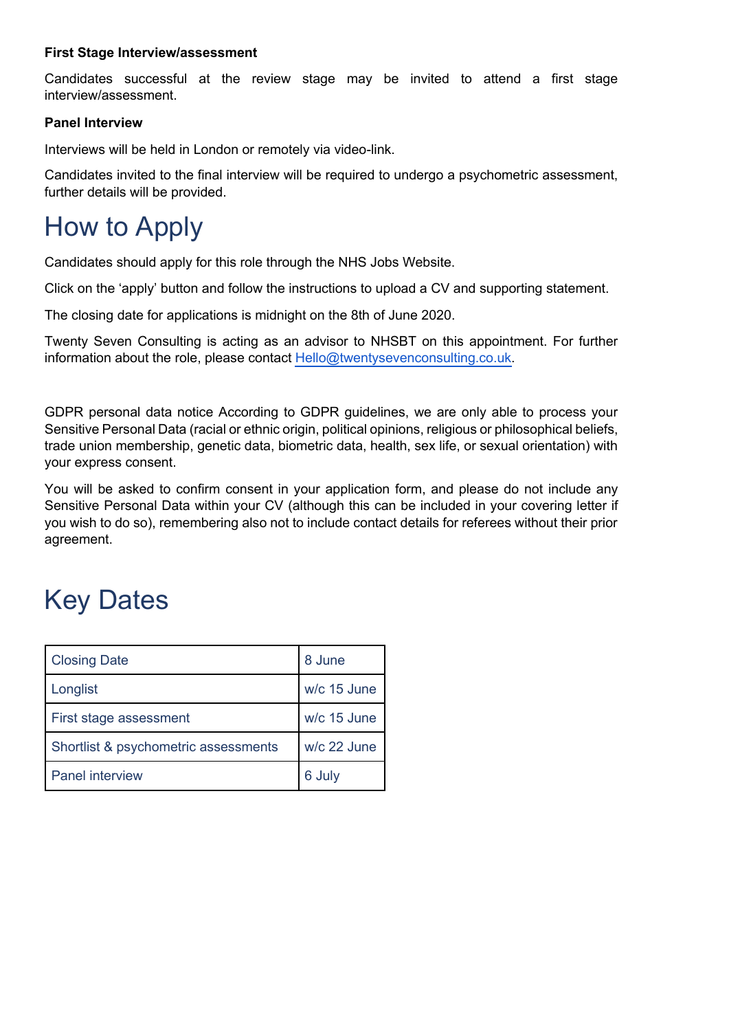**First Stage Interview/assessment**

Candidates successful at the review stage may be invited to attend a first stage interview/assessment.

**Panel Interview**

Interviews will be held in London or remotely via video-link.

Candidates invited to the final interview will be required to undergo a psychometric assessment, further details will be provided.

# How to Apply

Candidates should apply for this role through the NHS Jobs Website.

Click on the 'apply' button and follow the instructions to upload a CV and supporting statement.

The closing date for applications is midnight on the 8th of June 2020.

Twenty Seven Consulting is acting as an advisor to NHSBT on this appointment. For further information about the role, please contact Hello@twentysevenconsulting.co.uk.

GDPR personal data notice According to GDPR guidelines, we are only able to process your Sensitive Personal Data (racial or ethnic origin, political opinions, religious or philosophical beliefs, trade union membership, genetic data, biometric data, health, sex life, or sexual orientation) with your express consent.

You will be asked to confirm consent in your application form, and please do not include any Sensitive Personal Data within your CV (although this can be included in your covering letter if you wish to do so), remembering also not to include contact details for referees without their prior agreement.

# Key Dates

| | |
|---|---|
| Closing Date | 8 June |
| Longlist | w/c 15 June |
| First stage assessment | w/c 15 June |
| Shortlist & psychometric assessments | w/c 22 June |
| Panel interview | 6 July |